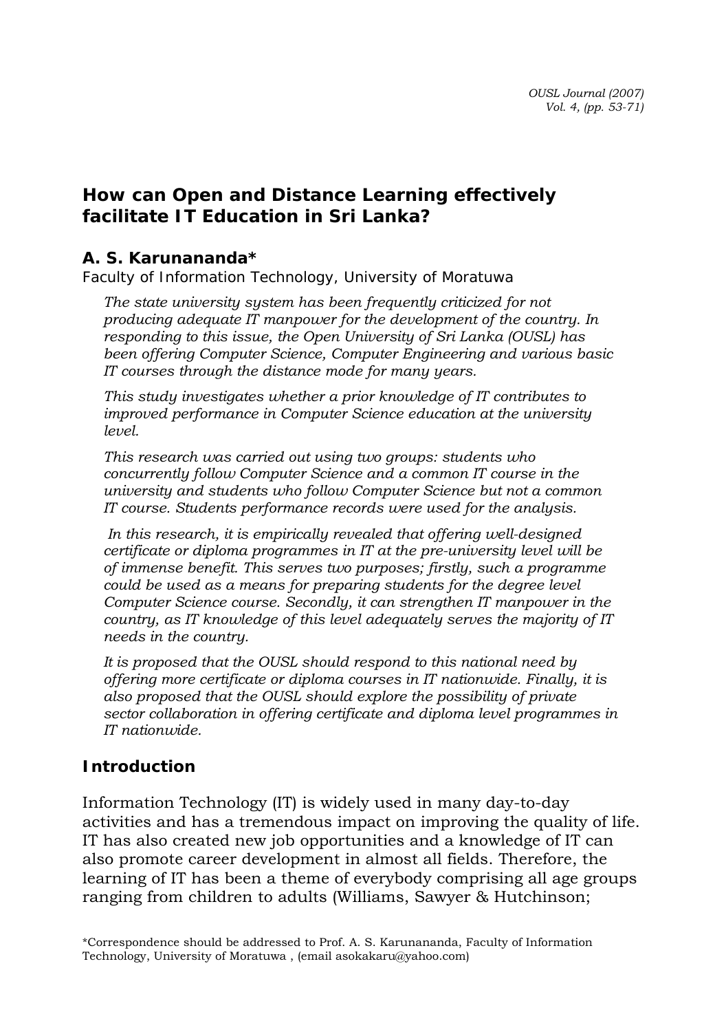# How can Open and Distance Learning effectively facilitate IT Education in Sri Lanka?

## A. S. Karunananda*

Faculty of Information Technology, University of Moratuwa

*The state university system has been frequently criticized for not producing adequate IT manpower for the development of the country. In responding to this issue, the Open University of Sri Lanka (OUSL) has been offering Computer Science, Computer Engineering and various basic IT courses through the distance mode for many years.*

*This study investigates whether a prior knowledge of IT contributes to improved performance in Computer Science education at the university level.*

*This research was carried out using two groups: students who concurrently follow Computer Science and a common IT course in the university and students who follow Computer Science but not a common IT course. Students performance records were used for the analysis.*

*In this research, it is empirically revealed that offering well-designed certificate or diploma programmes in IT at the pre-university level will be of immense benefit. This serves two purposes; firstly, such a programme could be used as a means for preparing students for the degree level Computer Science course. Secondly, it can strengthen IT manpower in the country, as IT knowledge of this level adequately serves the majority of IT needs in the country.*

*It is proposed that the OUSL should respond to this national need by offering more certificate or diploma courses in IT nationwide. Finally, it is also proposed that the OUSL should explore the possibility of private sector collaboration in offering certificate and diploma level programmes in IT nationwide.*

## Introduction

Information Technology (IT) is widely used in many day-to-day activities and has a tremendous impact on improving the quality of life. IT has also created new job opportunities and a knowledge of IT can also promote career development in almost all fields. Therefore, the learning of IT has been a theme of everybody comprising all age groups ranging from children to adults (Williams, Sawyer & Hutchinson;

*Correspondence should be addressed to Prof. A. S. Karunananda, Faculty of Information Technology, University of Moratuwa , (email asokakaru@yahoo.com)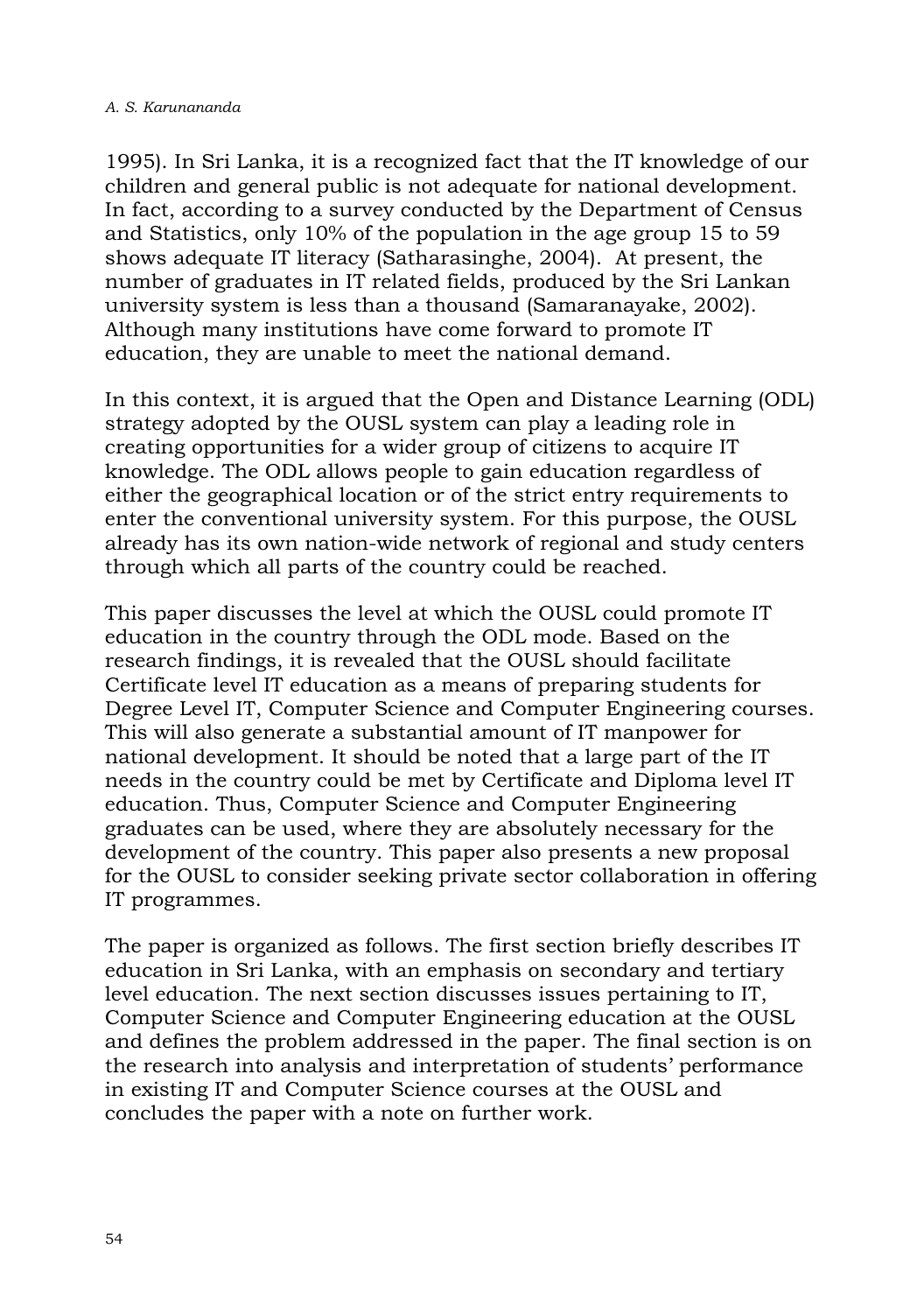1995). In Sri Lanka, it is a recognized fact that the IT knowledge of our children and general public is not adequate for national development. In fact, according to a survey conducted by the Department of Census and Statistics, only 10% of the population in the age group 15 to 59 shows adequate IT literacy (Satharasinghe, 2004). At present, the number of graduates in IT related fields, produced by the Sri Lankan university system is less than a thousand (Samaranayake, 2002). Although many institutions have come forward to promote IT education, they are unable to meet the national demand.

In this context, it is argued that the Open and Distance Learning (ODL) strategy adopted by the OUSL system can play a leading role in creating opportunities for a wider group of citizens to acquire IT knowledge. The ODL allows people to gain education regardless of either the geographical location or of the strict entry requirements to enter the conventional university system. For this purpose, the OUSL already has its own nation-wide network of regional and study centers through which all parts of the country could be reached.

This paper discusses the level at which the OUSL could promote IT education in the country through the ODL mode. Based on the research findings, it is revealed that the OUSL should facilitate Certificate level IT education as a means of preparing students for Degree Level IT, Computer Science and Computer Engineering courses. This will also generate a substantial amount of IT manpower for national development. It should be noted that a large part of the IT needs in the country could be met by Certificate and Diploma level IT education. Thus, Computer Science and Computer Engineering graduates can be used, where they are absolutely necessary for the development of the country. This paper also presents a new proposal for the OUSL to consider seeking private sector collaboration in offering IT programmes.

The paper is organized as follows. The first section briefly describes IT education in Sri Lanka, with an emphasis on secondary and tertiary level education. The next section discusses issues pertaining to IT, Computer Science and Computer Engineering education at the OUSL and defines the problem addressed in the paper. The final section is on the research into analysis and interpretation of students' performance in existing IT and Computer Science courses at the OUSL and concludes the paper with a note on further work.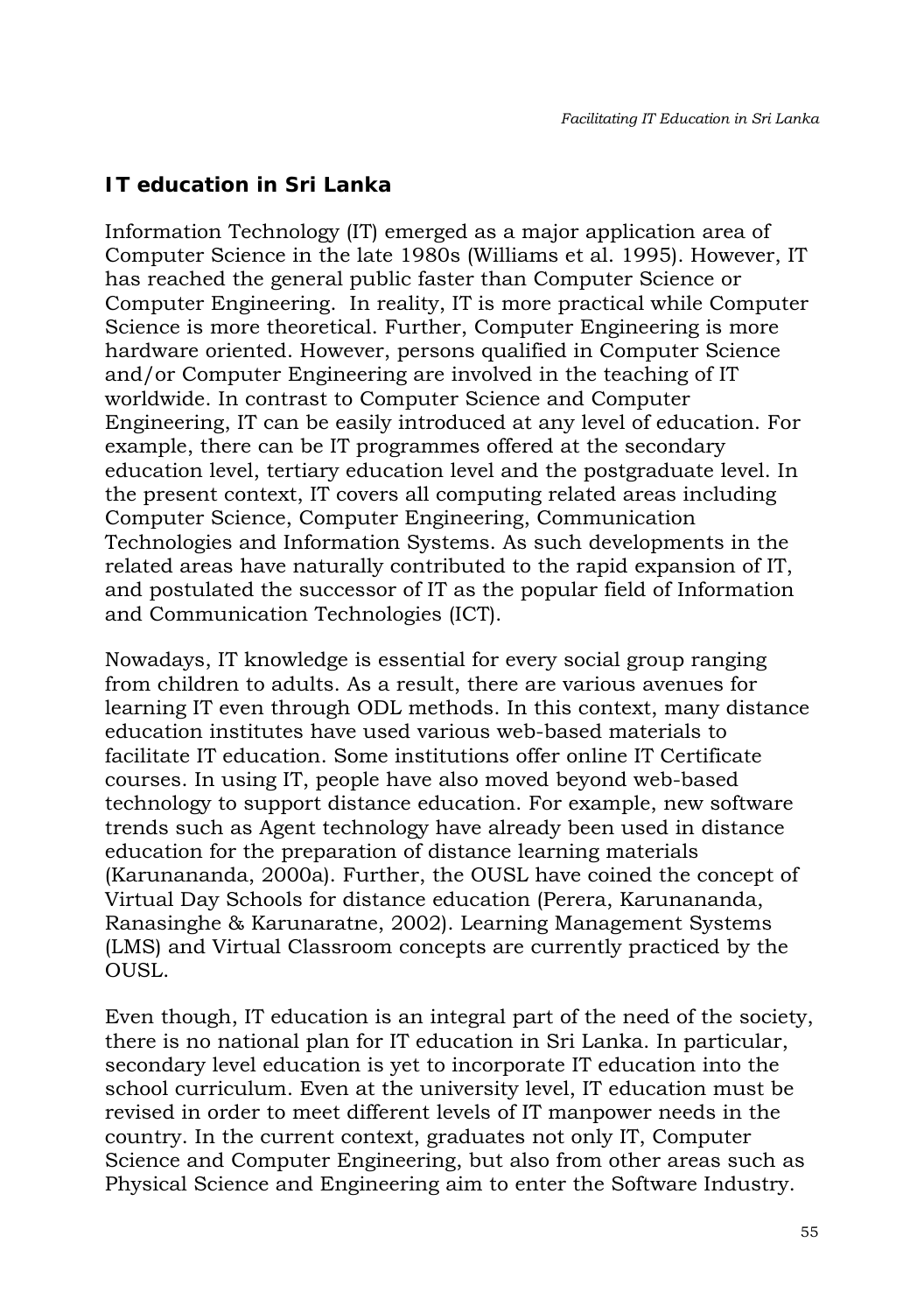## IT education in Sri Lanka

Information Technology (IT) emerged as a major application area of Computer Science in the late 1980s (Williams et al. 1995). However, IT has reached the general public faster than Computer Science or Computer Engineering. In reality, IT is more practical while Computer Science is more theoretical. Further, Computer Engineering is more hardware oriented. However, persons qualified in Computer Science and/or Computer Engineering are involved in the teaching of IT worldwide. In contrast to Computer Science and Computer Engineering, IT can be easily introduced at any level of education. For example, there can be IT programmes offered at the secondary education level, tertiary education level and the postgraduate level. In the present context, IT covers all computing related areas including Computer Science, Computer Engineering, Communication Technologies and Information Systems. As such developments in the related areas have naturally contributed to the rapid expansion of IT, and postulated the successor of IT as the popular field of Information and Communication Technologies (ICT).

Nowadays, IT knowledge is essential for every social group ranging from children to adults. As a result, there are various avenues for learning IT even through ODL methods. In this context, many distance education institutes have used various web-based materials to facilitate IT education. Some institutions offer online IT Certificate courses. In using IT, people have also moved beyond web-based technology to support distance education. For example, new software trends such as Agent technology have already been used in distance education for the preparation of distance learning materials (Karunananda, 2000a). Further, the OUSL have coined the concept of Virtual Day Schools for distance education (Perera, Karunananda, Ranasinghe & Karunaratne, 2002). Learning Management Systems (LMS) and Virtual Classroom concepts are currently practiced by the OUSL.

Even though, IT education is an integral part of the need of the society, there is no national plan for IT education in Sri Lanka. In particular, secondary level education is yet to incorporate IT education into the school curriculum. Even at the university level, IT education must be revised in order to meet different levels of IT manpower needs in the country. In the current context, graduates not only IT, Computer Science and Computer Engineering, but also from other areas such as Physical Science and Engineering aim to enter the Software Industry.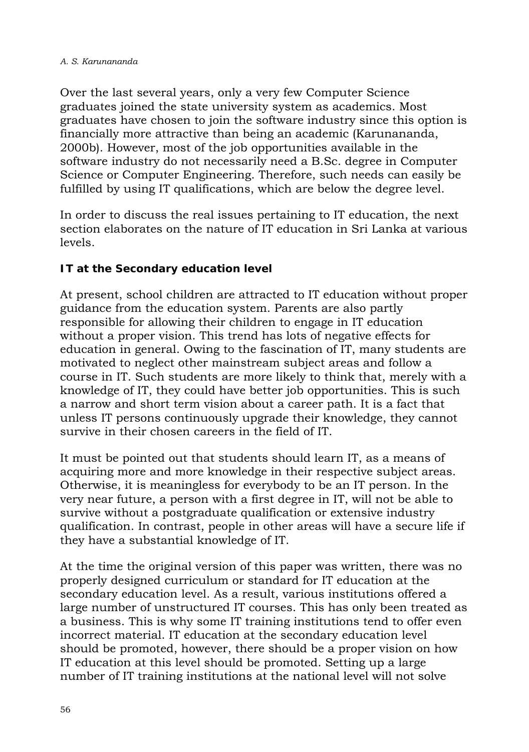Over the last several years, only a very few Computer Science graduates joined the state university system as academics. Most graduates have chosen to join the software industry since this option is financially more attractive than being an academic (Karunananda, 2000b). However, most of the job opportunities available in the software industry do not necessarily need a B.Sc. degree in Computer Science or Computer Engineering. Therefore, such needs can easily be fulfilled by using IT qualifications, which are below the degree level.

In order to discuss the real issues pertaining to IT education, the next section elaborates on the nature of IT education in Sri Lanka at various levels.

## IT at the Secondary education level

At present, school children are attracted to IT education without proper guidance from the education system. Parents are also partly responsible for allowing their children to engage in IT education without a proper vision. This trend has lots of negative effects for education in general. Owing to the fascination of IT, many students are motivated to neglect other mainstream subject areas and follow a course in IT. Such students are more likely to think that, merely with a knowledge of IT, they could have better job opportunities. This is such a narrow and short term vision about a career path. It is a fact that unless IT persons continuously upgrade their knowledge, they cannot survive in their chosen careers in the field of IT.

It must be pointed out that students should learn IT, as a means of acquiring more and more knowledge in their respective subject areas. Otherwise, it is meaningless for everybody to be an IT person. In the very near future, a person with a first degree in IT, will not be able to survive without a postgraduate qualification or extensive industry qualification. In contrast, people in other areas will have a secure life if they have a substantial knowledge of IT.

At the time the original version of this paper was written, there was no properly designed curriculum or standard for IT education at the secondary education level. As a result, various institutions offered a large number of unstructured IT courses. This has only been treated as a business. This is why some IT training institutions tend to offer even incorrect material. IT education at the secondary education level should be promoted, however, there should be a proper vision on how IT education at this level should be promoted. Setting up a large number of IT training institutions at the national level will not solve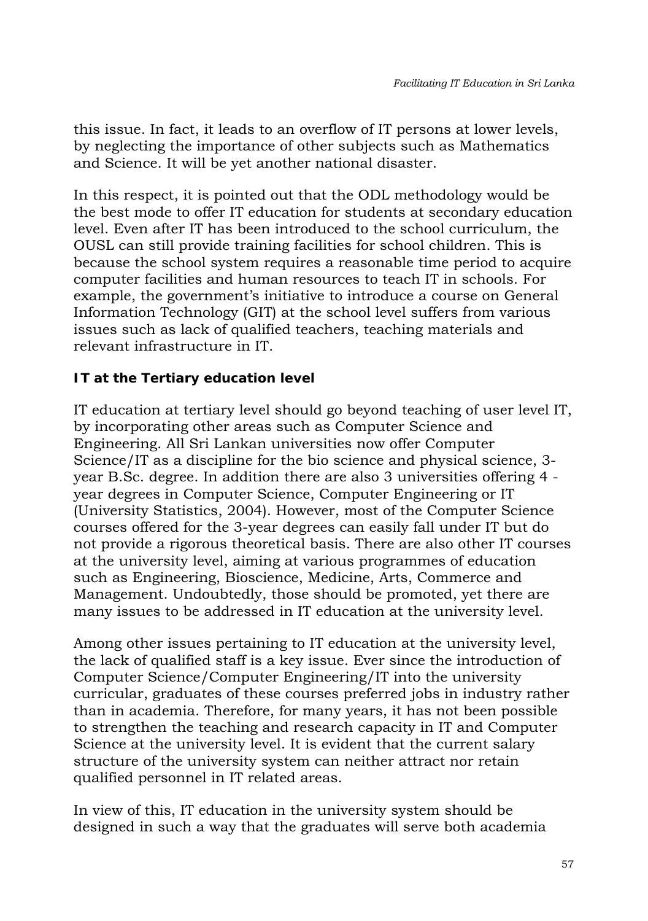this issue. In fact, it leads to an overflow of IT persons at lower levels, by neglecting the importance of other subjects such as Mathematics and Science. It will be yet another national disaster.

In this respect, it is pointed out that the ODL methodology would be the best mode to offer IT education for students at secondary education level. Even after IT has been introduced to the school curriculum, the OUSL can still provide training facilities for school children. This is because the school system requires a reasonable time period to acquire computer facilities and human resources to teach IT in schools. For example, the government's initiative to introduce a course on General Information Technology (GIT) at the school level suffers from various issues such as lack of qualified teachers, teaching materials and relevant infrastructure in IT.

### IT at the Tertiary education level

IT education at tertiary level should go beyond teaching of user level IT, by incorporating other areas such as Computer Science and Engineering. All Sri Lankan universities now offer Computer Science/IT as a discipline for the bio science and physical science, 3-year B.Sc. degree. In addition there are also 3 universities offering 4 - year degrees in Computer Science, Computer Engineering or IT (University Statistics, 2004). However, most of the Computer Science courses offered for the 3-year degrees can easily fall under IT but do not provide a rigorous theoretical basis. There are also other IT courses at the university level, aiming at various programmes of education such as Engineering, Bioscience, Medicine, Arts, Commerce and Management. Undoubtedly, those should be promoted, yet there are many issues to be addressed in IT education at the university level.

Among other issues pertaining to IT education at the university level, the lack of qualified staff is a key issue. Ever since the introduction of Computer Science/Computer Engineering/IT into the university curricular, graduates of these courses preferred jobs in industry rather than in academia. Therefore, for many years, it has not been possible to strengthen the teaching and research capacity in IT and Computer Science at the university level. It is evident that the current salary structure of the university system can neither attract nor retain qualified personnel in IT related areas.

In view of this, IT education in the university system should be designed in such a way that the graduates will serve both academia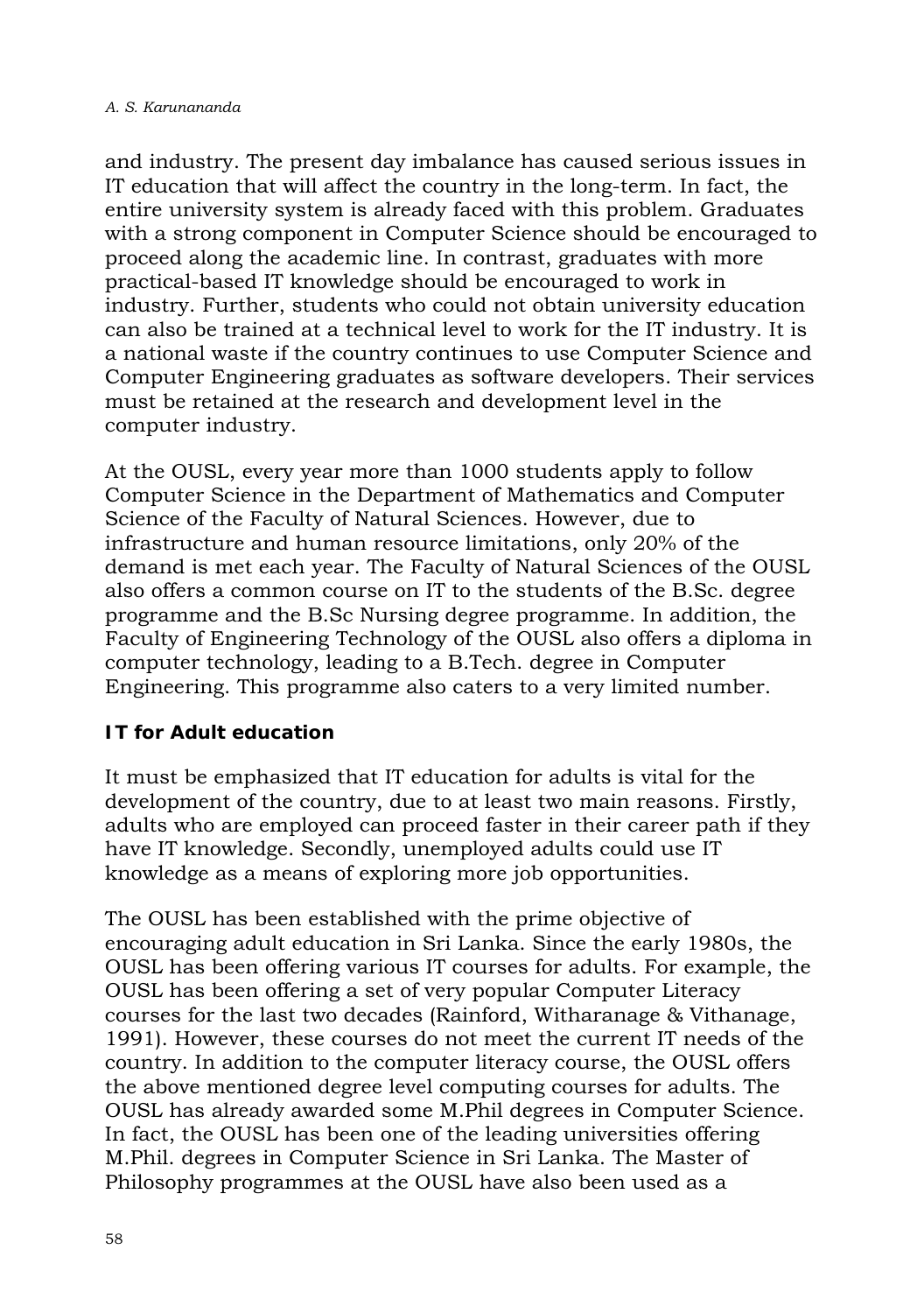and industry. The present day imbalance has caused serious issues in IT education that will affect the country in the long-term. In fact, the entire university system is already faced with this problem. Graduates with a strong component in Computer Science should be encouraged to proceed along the academic line. In contrast, graduates with more practical-based IT knowledge should be encouraged to work in industry. Further, students who could not obtain university education can also be trained at a technical level to work for the IT industry. It is a national waste if the country continues to use Computer Science and Computer Engineering graduates as software developers. Their services must be retained at the research and development level in the computer industry.

At the OUSL, every year more than 1000 students apply to follow Computer Science in the Department of Mathematics and Computer Science of the Faculty of Natural Sciences. However, due to infrastructure and human resource limitations, only 20% of the demand is met each year. The Faculty of Natural Sciences of the OUSL also offers a common course on IT to the students of the B.Sc. degree programme and the B.Sc Nursing degree programme. In addition, the Faculty of Engineering Technology of the OUSL also offers a diploma in computer technology, leading to a B.Tech. degree in Computer Engineering. This programme also caters to a very limited number.

**IT for Adult education**

It must be emphasized that IT education for adults is vital for the development of the country, due to at least two main reasons. Firstly, adults who are employed can proceed faster in their career path if they have IT knowledge. Secondly, unemployed adults could use IT knowledge as a means of exploring more job opportunities.

The OUSL has been established with the prime objective of encouraging adult education in Sri Lanka. Since the early 1980s, the OUSL has been offering various IT courses for adults. For example, the OUSL has been offering a set of very popular Computer Literacy courses for the last two decades (Rainford, Witharanage & Vithanage, 1991). However, these courses do not meet the current IT needs of the country. In addition to the computer literacy course, the OUSL offers the above mentioned degree level computing courses for adults. The OUSL has already awarded some M.Phil degrees in Computer Science. In fact, the OUSL has been one of the leading universities offering M.Phil. degrees in Computer Science in Sri Lanka. The Master of Philosophy programmes at the OUSL have also been used as a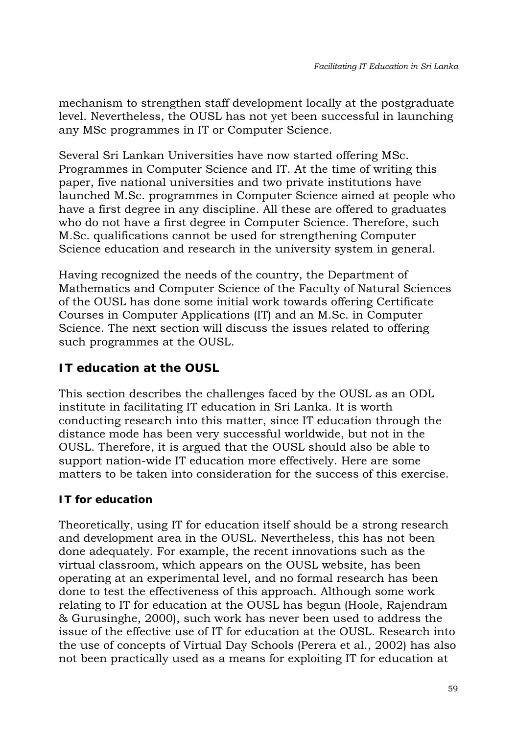mechanism to strengthen staff development locally at the postgraduate level. Nevertheless, the OUSL has not yet been successful in launching any MSc programmes in IT or Computer Science.

Several Sri Lankan Universities have now started offering MSc. Programmes in Computer Science and IT. At the time of writing this paper, five national universities and two private institutions have launched M.Sc. programmes in Computer Science aimed at people who have a first degree in any discipline. All these are offered to graduates who do not have a first degree in Computer Science. Therefore, such M.Sc. qualifications cannot be used for strengthening Computer Science education and research in the university system in general.

Having recognized the needs of the country, the Department of Mathematics and Computer Science of the Faculty of Natural Sciences of the OUSL has done some initial work towards offering Certificate Courses in Computer Applications (IT) and an M.Sc. in Computer Science. The next section will discuss the issues related to offering such programmes at the OUSL.

## IT education at the OUSL

This section describes the challenges faced by the OUSL as an ODL institute in facilitating IT education in Sri Lanka. It is worth conducting research into this matter, since IT education through the distance mode has been very successful worldwide, but not in the OUSL. Therefore, it is argued that the OUSL should also be able to support nation-wide IT education more effectively. Here are some matters to be taken into consideration for the success of this exercise.

### IT for education

Theoretically, using IT for education itself should be a strong research and development area in the OUSL. Nevertheless, this has not been done adequately. For example, the recent innovations such as the virtual classroom, which appears on the OUSL website, has been operating at an experimental level, and no formal research has been done to test the effectiveness of this approach. Although some work relating to IT for education at the OUSL has begun (Hoole, Rajendram & Gurusinghe, 2000), such work has never been used to address the issue of the effective use of IT for education at the OUSL. Research into the use of concepts of Virtual Day Schools (Perera et al., 2002) has also not been practically used as a means for exploiting IT for education at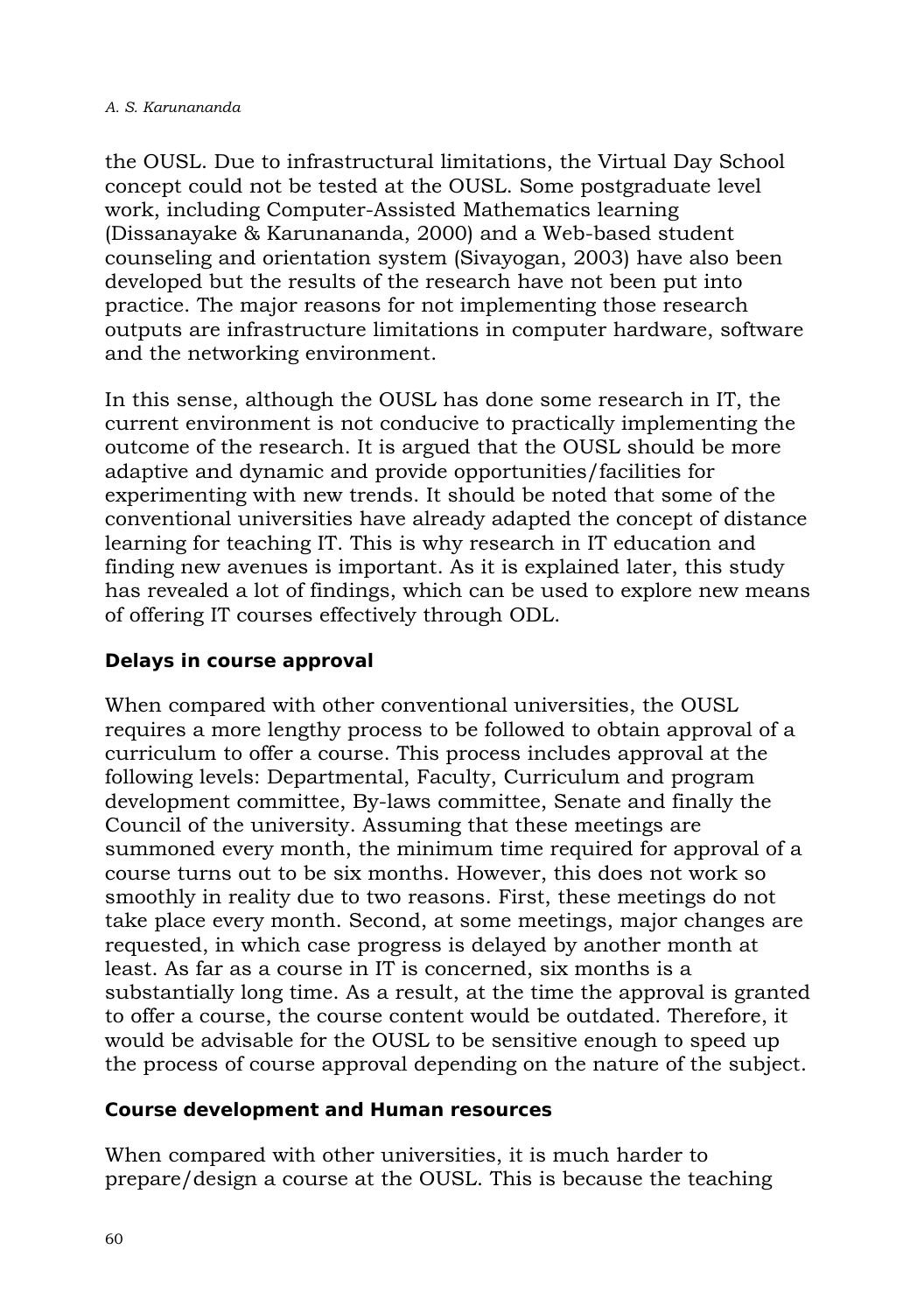the OUSL. Due to infrastructural limitations, the Virtual Day School concept could not be tested at the OUSL. Some postgraduate level work, including Computer-Assisted Mathematics learning (Dissanayake & Karunananda, 2000) and a Web-based student counseling and orientation system (Sivayogan, 2003) have also been developed but the results of the research have not been put into practice. The major reasons for not implementing those research outputs are infrastructure limitations in computer hardware, software and the networking environment.

In this sense, although the OUSL has done some research in IT, the current environment is not conducive to practically implementing the outcome of the research. It is argued that the OUSL should be more adaptive and dynamic and provide opportunities/facilities for experimenting with new trends. It should be noted that some of the conventional universities have already adapted the concept of distance learning for teaching IT. This is why research in IT education and finding new avenues is important. As it is explained later, this study has revealed a lot of findings, which can be used to explore new means of offering IT courses effectively through ODL.

### Delays in course approval

When compared with other conventional universities, the OUSL requires a more lengthy process to be followed to obtain approval of a curriculum to offer a course. This process includes approval at the following levels: Departmental, Faculty, Curriculum and program development committee, By-laws committee, Senate and finally the Council of the university. Assuming that these meetings are summoned every month, the minimum time required for approval of a course turns out to be six months. However, this does not work so smoothly in reality due to two reasons. First, these meetings do not take place every month. Second, at some meetings, major changes are requested, in which case progress is delayed by another month at least. As far as a course in IT is concerned, six months is a substantially long time. As a result, at the time the approval is granted to offer a course, the course content would be outdated. Therefore, it would be advisable for the OUSL to be sensitive enough to speed up the process of course approval depending on the nature of the subject.

### Course development and Human resources

When compared with other universities, it is much harder to prepare/design a course at the OUSL. This is because the teaching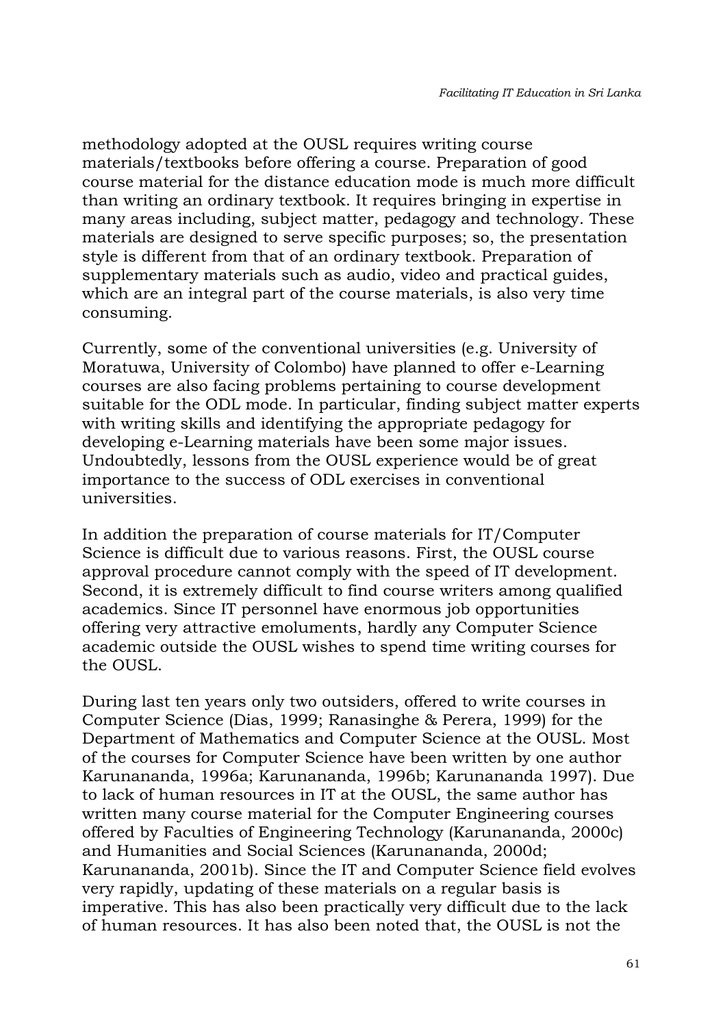methodology adopted at the OUSL requires writing course materials/textbooks before offering a course. Preparation of good course material for the distance education mode is much more difficult than writing an ordinary textbook. It requires bringing in expertise in many areas including, subject matter, pedagogy and technology. These materials are designed to serve specific purposes; so, the presentation style is different from that of an ordinary textbook. Preparation of supplementary materials such as audio, video and practical guides, which are an integral part of the course materials, is also very time consuming.

Currently, some of the conventional universities (e.g. University of Moratuwa, University of Colombo) have planned to offer e-Learning courses are also facing problems pertaining to course development suitable for the ODL mode. In particular, finding subject matter experts with writing skills and identifying the appropriate pedagogy for developing e-Learning materials have been some major issues. Undoubtedly, lessons from the OUSL experience would be of great importance to the success of ODL exercises in conventional universities.

In addition the preparation of course materials for IT/Computer Science is difficult due to various reasons. First, the OUSL course approval procedure cannot comply with the speed of IT development. Second, it is extremely difficult to find course writers among qualified academics. Since IT personnel have enormous job opportunities offering very attractive emoluments, hardly any Computer Science academic outside the OUSL wishes to spend time writing courses for the OUSL.

During last ten years only two outsiders, offered to write courses in Computer Science (Dias, 1999; Ranasinghe & Perera, 1999) for the Department of Mathematics and Computer Science at the OUSL. Most of the courses for Computer Science have been written by one author Karunananda, 1996a; Karunananda, 1996b; Karunananda 1997). Due to lack of human resources in IT at the OUSL, the same author has written many course material for the Computer Engineering courses offered by Faculties of Engineering Technology (Karunananda, 2000c) and Humanities and Social Sciences (Karunananda, 2000d; Karunananda, 2001b). Since the IT and Computer Science field evolves very rapidly, updating of these materials on a regular basis is imperative. This has also been practically very difficult due to the lack of human resources. It has also been noted that, the OUSL is not the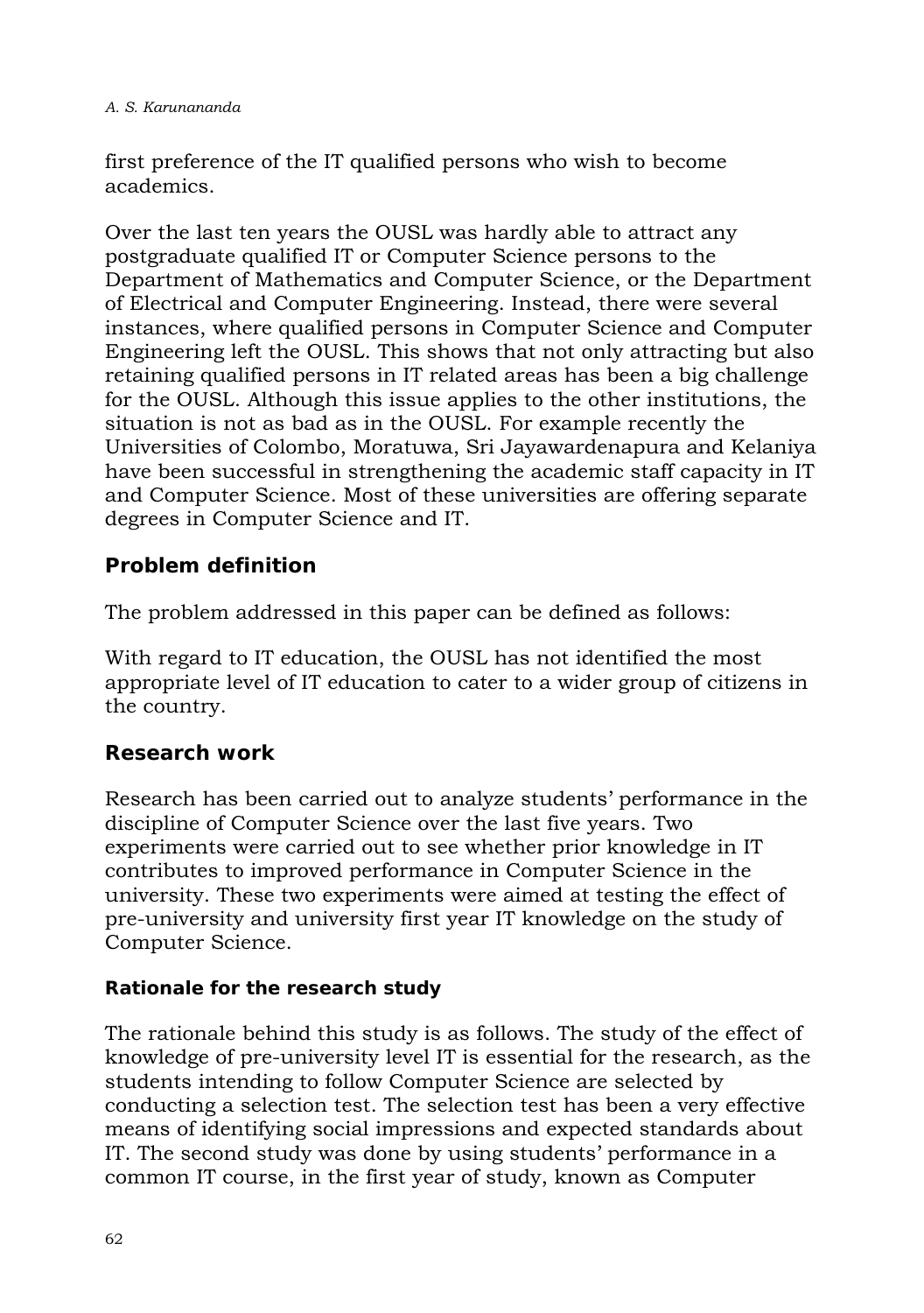first preference of the IT qualified persons who wish to become academics.

Over the last ten years the OUSL was hardly able to attract any postgraduate qualified IT or Computer Science persons to the Department of Mathematics and Computer Science, or the Department of Electrical and Computer Engineering. Instead, there were several instances, where qualified persons in Computer Science and Computer Engineering left the OUSL. This shows that not only attracting but also retaining qualified persons in IT related areas has been a big challenge for the OUSL. Although this issue applies to the other institutions, the situation is not as bad as in the OUSL. For example recently the Universities of Colombo, Moratuwa, Sri Jayawardenapura and Kelaniya have been successful in strengthening the academic staff capacity in IT and Computer Science. Most of these universities are offering separate degrees in Computer Science and IT.

## Problem definition

The problem addressed in this paper can be defined as follows:

With regard to IT education, the OUSL has not identified the most appropriate level of IT education to cater to a wider group of citizens in the country.

## Research work

Research has been carried out to analyze students' performance in the discipline of Computer Science over the last five years. Two experiments were carried out to see whether prior knowledge in IT contributes to improved performance in Computer Science in the university. These two experiments were aimed at testing the effect of pre-university and university first year IT knowledge on the study of Computer Science.

### Rationale for the research study

The rationale behind this study is as follows. The study of the effect of knowledge of pre-university level IT is essential for the research, as the students intending to follow Computer Science are selected by conducting a selection test. The selection test has been a very effective means of identifying social impressions and expected standards about IT. The second study was done by using students' performance in a common IT course, in the first year of study, known as Computer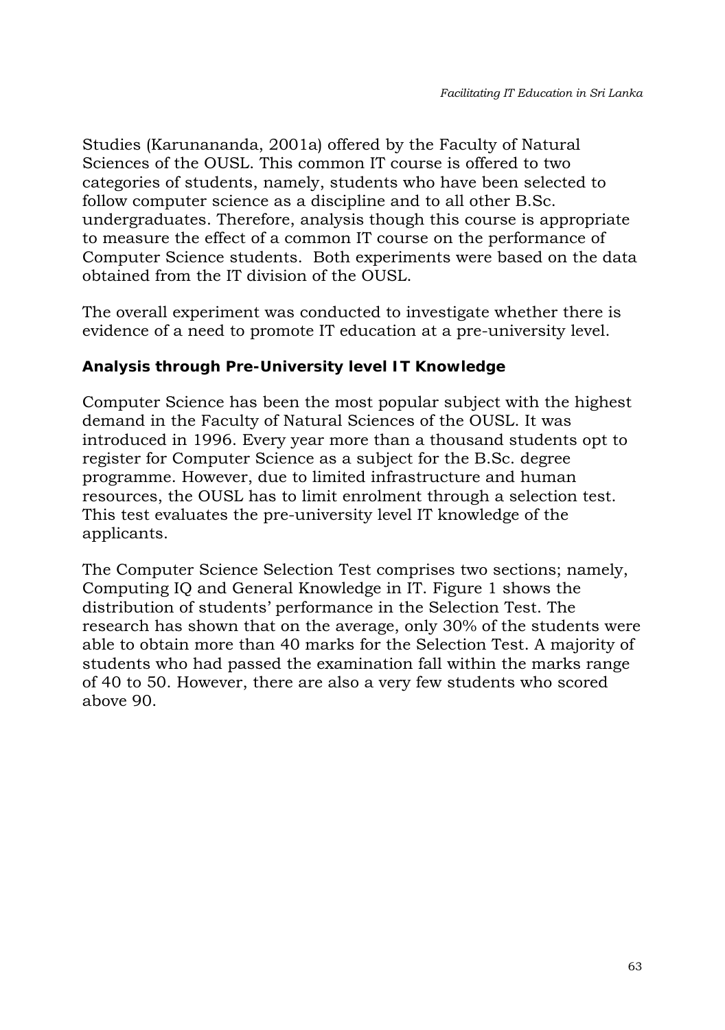Studies (Karunananda, 2001a) offered by the Faculty of Natural Sciences of the OUSL. This common IT course is offered to two categories of students, namely, students who have been selected to follow computer science as a discipline and to all other B.Sc. undergraduates. Therefore, analysis though this course is appropriate to measure the effect of a common IT course on the performance of Computer Science students. Both experiments were based on the data obtained from the IT division of the OUSL.

The overall experiment was conducted to investigate whether there is evidence of a need to promote IT education at a pre-university level.

**Analysis through Pre-University level IT Knowledge**

Computer Science has been the most popular subject with the highest demand in the Faculty of Natural Sciences of the OUSL. It was introduced in 1996. Every year more than a thousand students opt to register for Computer Science as a subject for the B.Sc. degree programme. However, due to limited infrastructure and human resources, the OUSL has to limit enrolment through a selection test. This test evaluates the pre-university level IT knowledge of the applicants.

The Computer Science Selection Test comprises two sections; namely, Computing IQ and General Knowledge in IT. Figure 1 shows the distribution of students' performance in the Selection Test. The research has shown that on the average, only 30% of the students were able to obtain more than 40 marks for the Selection Test. A majority of students who had passed the examination fall within the marks range of 40 to 50. However, there are also a very few students who scored above 90.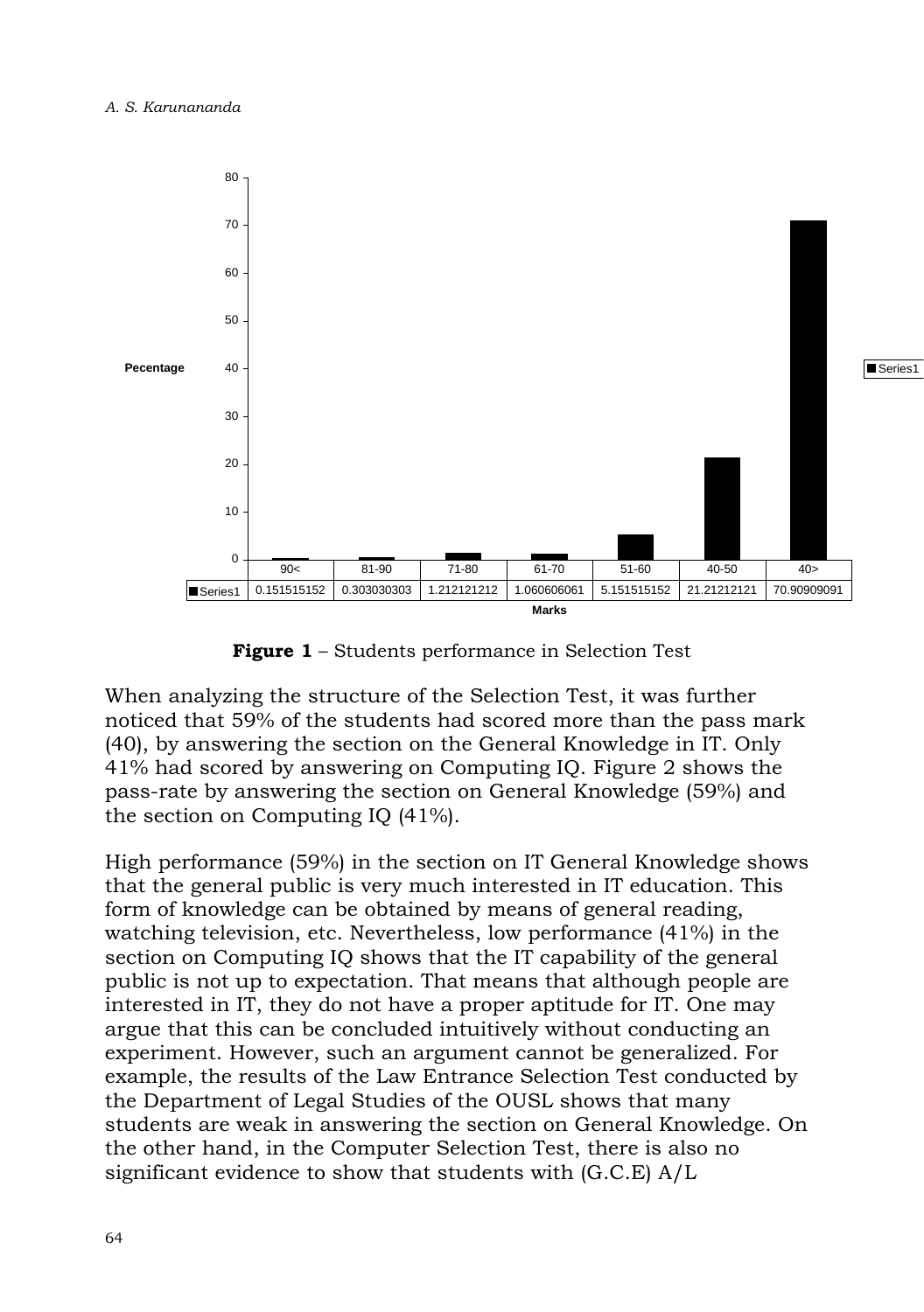| | 90< | 81-90 | 71-80 | 61-70 | 51-60 | 40-50 | 40> |
|---|---|---|---|---|---|---|---|
| Series1 | 0.151515152 | 0.303030303 | 1.212121212 | 1.060606061 | 5.151515152 | 21.21212121 | 70.90909091 |

**Figure 1** – Students performance in Selection Test

When analyzing the structure of the Selection Test, it was further noticed that 59% of the students had scored more than the pass mark (40), by answering the section on the General Knowledge in IT. Only 41% had scored by answering on Computing IQ. Figure 2 shows the pass-rate by answering the section on General Knowledge (59%) and the section on Computing IQ (41%).

High performance (59%) in the section on IT General Knowledge shows that the general public is very much interested in IT education. This form of knowledge can be obtained by means of general reading, watching television, etc. Nevertheless, low performance (41%) in the section on Computing IQ shows that the IT capability of the general public is not up to expectation. That means that although people are interested in IT, they do not have a proper aptitude for IT. One may argue that this can be concluded intuitively without conducting an experiment. However, such an argument cannot be generalized. For example, the results of the Law Entrance Selection Test conducted by the Department of Legal Studies of the OUSL shows that many students are weak in answering the section on General Knowledge. On the other hand, in the Computer Selection Test, there is also no significant evidence to show that students with (G.C.E) A/L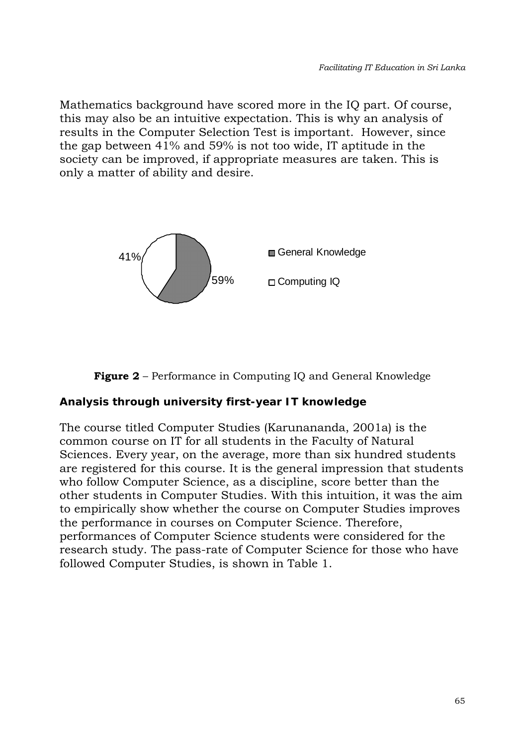Mathematics background have scored more in the IQ part. Of course, this may also be an intuitive expectation. This is why an analysis of results in the Computer Selection Test is important. However, since the gap between 41% and 59% is not too wide, IT aptitude in the society can be improved, if appropriate measures are taken. This is only a matter of ability and desire.

**Figure 2** – Performance in Computing IQ and General Knowledge

### Analysis through university first-year IT knowledge

The course titled Computer Studies (Karunananda, 2001a) is the common course on IT for all students in the Faculty of Natural Sciences. Every year, on the average, more than six hundred students are registered for this course. It is the general impression that students who follow Computer Science, as a discipline, score better than the other students in Computer Studies. With this intuition, it was the aim to empirically show whether the course on Computer Studies improves the performance in courses on Computer Science. Therefore, performances of Computer Science students were considered for the research study. The pass-rate of Computer Science for those who have followed Computer Studies, is shown in Table 1.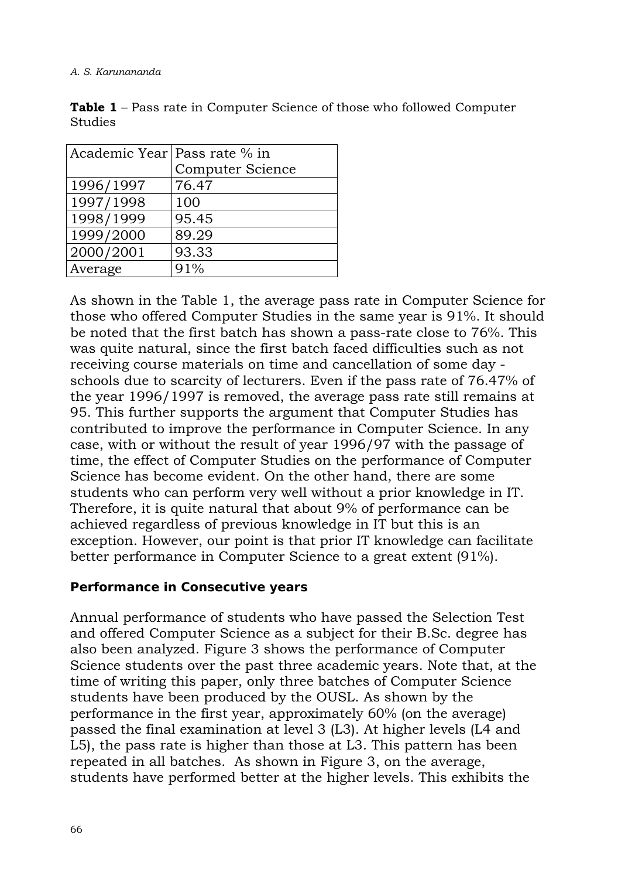**Table 1** – Pass rate in Computer Science of those who followed Computer Studies

| Academic Year | Pass rate % in Computer Science |
|---|---|
| 1996/1997 | 76.47 |
| 1997/1998 | 100 |
| 1998/1999 | 95.45 |
| 1999/2000 | 89.29 |
| 2000/2001 | 93.33 |
| Average | 91% |

As shown in the Table 1, the average pass rate in Computer Science for those who offered Computer Studies in the same year is 91%. It should be noted that the first batch has shown a pass-rate close to 76%. This was quite natural, since the first batch faced difficulties such as not receiving course materials on time and cancellation of some day - schools due to scarcity of lecturers. Even if the pass rate of 76.47% of the year 1996/1997 is removed, the average pass rate still remains at 95. This further supports the argument that Computer Studies has contributed to improve the performance in Computer Science. In any case, with or without the result of year 1996/97 with the passage of time, the effect of Computer Studies on the performance of Computer Science has become evident. On the other hand, there are some students who can perform very well without a prior knowledge in IT. Therefore, it is quite natural that about 9% of performance can be achieved regardless of previous knowledge in IT but this is an exception. However, our point is that prior IT knowledge can facilitate better performance in Computer Science to a great extent (91%).

### Performance in Consecutive years

Annual performance of students who have passed the Selection Test and offered Computer Science as a subject for their B.Sc. degree has also been analyzed. Figure 3 shows the performance of Computer Science students over the past three academic years. Note that, at the time of writing this paper, only three batches of Computer Science students have been produced by the OUSL. As shown by the performance in the first year, approximately 60% (on the average) passed the final examination at level 3 (L3). At higher levels (L4 and L5), the pass rate is higher than those at L3. This pattern has been repeated in all batches. As shown in Figure 3, on the average, students have performed better at the higher levels. This exhibits the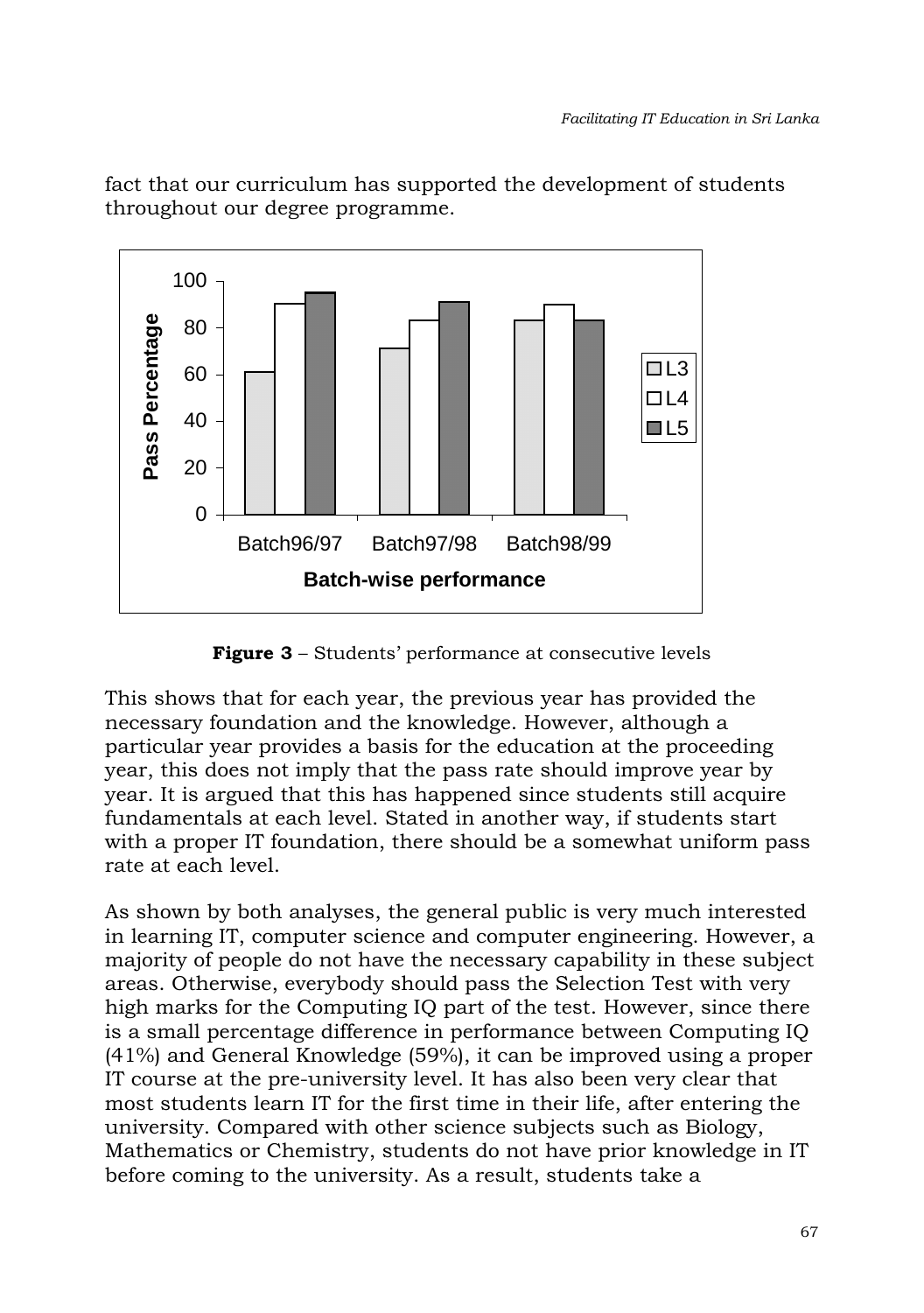fact that our curriculum has supported the development of students throughout our degree programme.

**Figure 3** – Students' performance at consecutive levels

This shows that for each year, the previous year has provided the necessary foundation and the knowledge. However, although a particular year provides a basis for the education at the proceeding year, this does not imply that the pass rate should improve year by year. It is argued that this has happened since students still acquire fundamentals at each level. Stated in another way, if students start with a proper IT foundation, there should be a somewhat uniform pass rate at each level.

As shown by both analyses, the general public is very much interested in learning IT, computer science and computer engineering. However, a majority of people do not have the necessary capability in these subject areas. Otherwise, everybody should pass the Selection Test with very high marks for the Computing IQ part of the test. However, since there is a small percentage difference in performance between Computing IQ (41%) and General Knowledge (59%), it can be improved using a proper IT course at the pre-university level. It has also been very clear that most students learn IT for the first time in their life, after entering the university. Compared with other science subjects such as Biology, Mathematics or Chemistry, students do not have prior knowledge in IT before coming to the university. As a result, students take a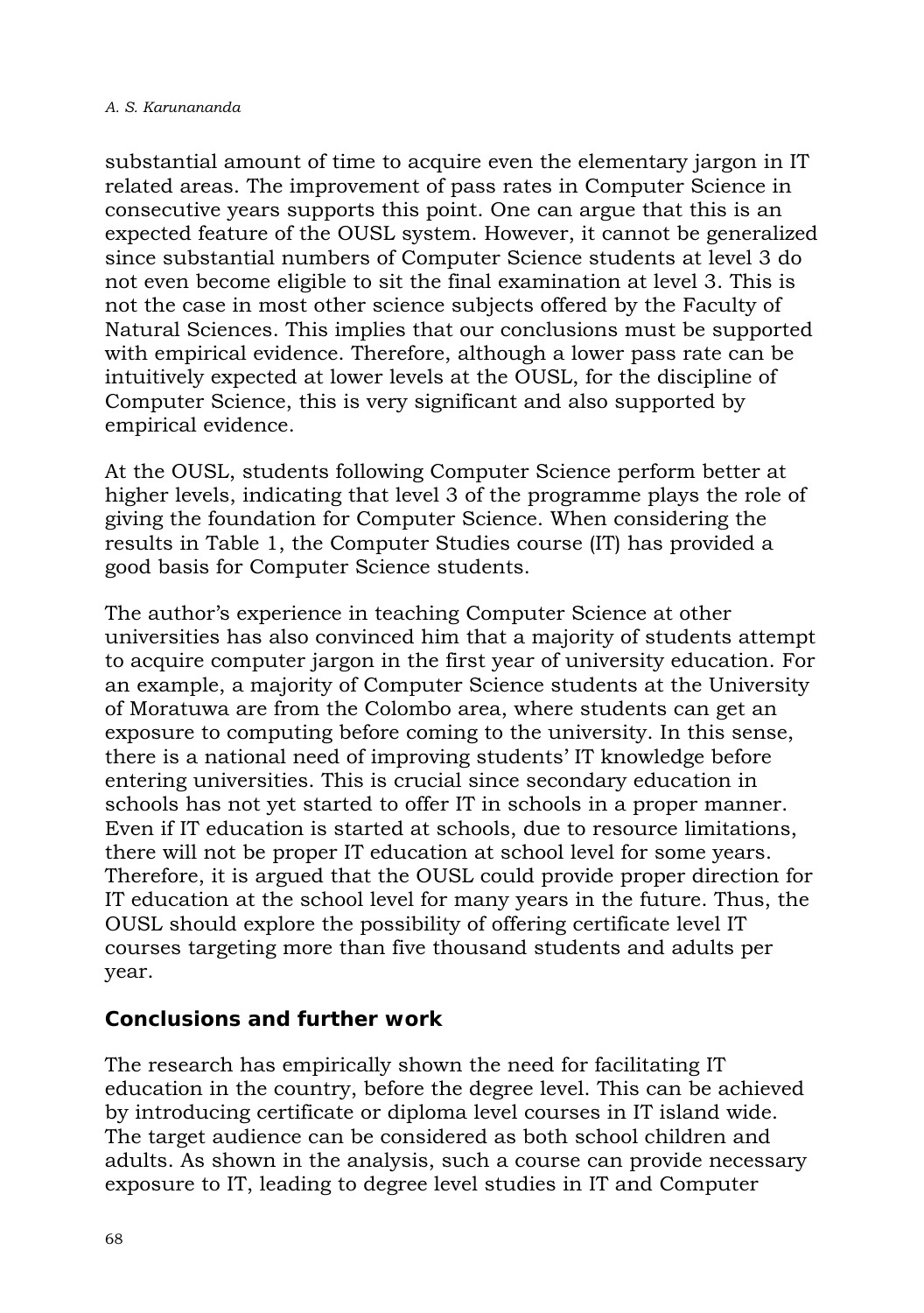substantial amount of time to acquire even the elementary jargon in IT related areas. The improvement of pass rates in Computer Science in consecutive years supports this point. One can argue that this is an expected feature of the OUSL system. However, it cannot be generalized since substantial numbers of Computer Science students at level 3 do not even become eligible to sit the final examination at level 3. This is not the case in most other science subjects offered by the Faculty of Natural Sciences. This implies that our conclusions must be supported with empirical evidence. Therefore, although a lower pass rate can be intuitively expected at lower levels at the OUSL, for the discipline of Computer Science, this is very significant and also supported by empirical evidence.

At the OUSL, students following Computer Science perform better at higher levels, indicating that level 3 of the programme plays the role of giving the foundation for Computer Science. When considering the results in Table 1, the Computer Studies course (IT) has provided a good basis for Computer Science students.

The author's experience in teaching Computer Science at other universities has also convinced him that a majority of students attempt to acquire computer jargon in the first year of university education. For an example, a majority of Computer Science students at the University of Moratuwa are from the Colombo area, where students can get an exposure to computing before coming to the university. In this sense, there is a national need of improving students' IT knowledge before entering universities. This is crucial since secondary education in schools has not yet started to offer IT in schools in a proper manner. Even if IT education is started at schools, due to resource limitations, there will not be proper IT education at school level for some years. Therefore, it is argued that the OUSL could provide proper direction for IT education at the school level for many years in the future. Thus, the OUSL should explore the possibility of offering certificate level IT courses targeting more than five thousand students and adults per year.

## Conclusions and further work

The research has empirically shown the need for facilitating IT education in the country, before the degree level. This can be achieved by introducing certificate or diploma level courses in IT island wide. The target audience can be considered as both school children and adults. As shown in the analysis, such a course can provide necessary exposure to IT, leading to degree level studies in IT and Computer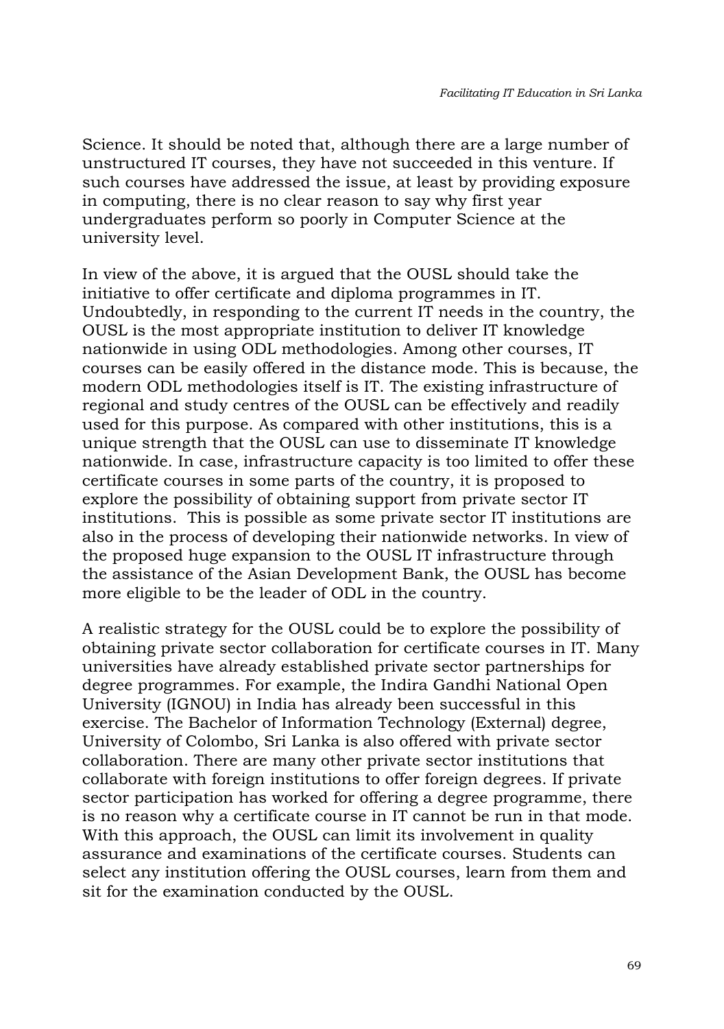Science. It should be noted that, although there are a large number of unstructured IT courses, they have not succeeded in this venture. If such courses have addressed the issue, at least by providing exposure in computing, there is no clear reason to say why first year undergraduates perform so poorly in Computer Science at the university level.

In view of the above, it is argued that the OUSL should take the initiative to offer certificate and diploma programmes in IT. Undoubtedly, in responding to the current IT needs in the country, the OUSL is the most appropriate institution to deliver IT knowledge nationwide in using ODL methodologies. Among other courses, IT courses can be easily offered in the distance mode. This is because, the modern ODL methodologies itself is IT. The existing infrastructure of regional and study centres of the OUSL can be effectively and readily used for this purpose. As compared with other institutions, this is a unique strength that the OUSL can use to disseminate IT knowledge nationwide. In case, infrastructure capacity is too limited to offer these certificate courses in some parts of the country, it is proposed to explore the possibility of obtaining support from private sector IT institutions. This is possible as some private sector IT institutions are also in the process of developing their nationwide networks. In view of the proposed huge expansion to the OUSL IT infrastructure through the assistance of the Asian Development Bank, the OUSL has become more eligible to be the leader of ODL in the country.

A realistic strategy for the OUSL could be to explore the possibility of obtaining private sector collaboration for certificate courses in IT. Many universities have already established private sector partnerships for degree programmes. For example, the Indira Gandhi National Open University (IGNOU) in India has already been successful in this exercise. The Bachelor of Information Technology (External) degree, University of Colombo, Sri Lanka is also offered with private sector collaboration. There are many other private sector institutions that collaborate with foreign institutions to offer foreign degrees. If private sector participation has worked for offering a degree programme, there is no reason why a certificate course in IT cannot be run in that mode. With this approach, the OUSL can limit its involvement in quality assurance and examinations of the certificate courses. Students can select any institution offering the OUSL courses, learn from them and sit for the examination conducted by the OUSL.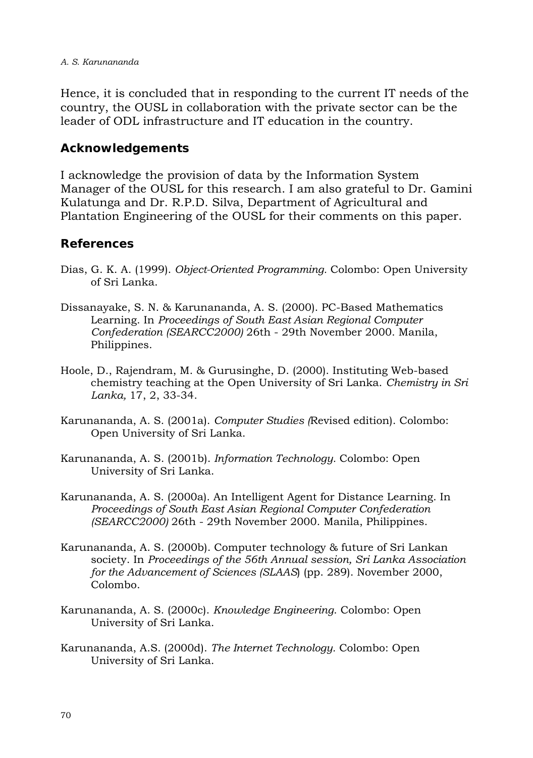Hence, it is concluded that in responding to the current IT needs of the country, the OUSL in collaboration with the private sector can be the leader of ODL infrastructure and IT education in the country.

## Acknowledgements

I acknowledge the provision of data by the Information System Manager of the OUSL for this research. I am also grateful to Dr. Gamini Kulatunga and Dr. R.P.D. Silva, Department of Agricultural and Plantation Engineering of the OUSL for their comments on this paper.

## References

Dias, G. K. A. (1999). *Object-Oriented Programming*. Colombo: Open University of Sri Lanka.

Dissanayake, S. N. & Karunananda, A. S. (2000). PC-Based Mathematics Learning. In *Proceedings of South East Asian Regional Computer Confederation (SEARCC2000)* 26th - 29th November 2000. Manila, Philippines.

Hoole, D., Rajendram, M. & Gurusinghe, D. (2000). Instituting Web-based chemistry teaching at the Open University of Sri Lanka. *Chemistry in Sri Lanka,* 17, 2, 33-34.

Karunananda, A. S. (2001a). *Computer Studies (*Revised edition). Colombo: Open University of Sri Lanka.

Karunananda, A. S. (2001b). *Information Technology.* Colombo: Open University of Sri Lanka.

Karunananda, A. S. (2000a). An Intelligent Agent for Distance Learning. In *Proceedings of South East Asian Regional Computer Confederation (SEARCC2000)* 26th - 29th November 2000. Manila, Philippines.

Karunananda, A. S. (2000b). Computer technology & future of Sri Lankan society. In *Proceedings of the 56th Annual session, Sri Lanka Association for the Advancement of Sciences (SLAAS*) (pp. 289). November 2000, Colombo.

Karunananda, A. S. (2000c). *Knowledge Engineering*. Colombo: Open University of Sri Lanka.

Karunananda, A.S. (2000d). *The Internet Technology.* Colombo: Open University of Sri Lanka.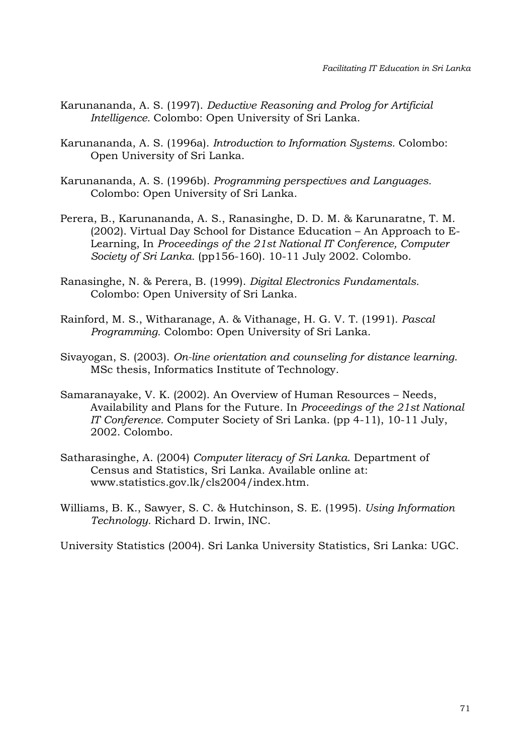Karunananda, A. S. (1997). *Deductive Reasoning and Prolog for Artificial Intelligence.* Colombo: Open University of Sri Lanka.

Karunananda, A. S. (1996a). *Introduction to Information Systems.* Colombo: Open University of Sri Lanka.

Karunananda, A. S. (1996b). *Programming perspectives and Languages.* Colombo: Open University of Sri Lanka.

Perera, B., Karunananda, A. S., Ranasinghe, D. D. M. & Karunaratne, T. M. (2002). Virtual Day School for Distance Education – An Approach to E-Learning, In *Proceedings of the 21st National IT Conference, Computer Society of Sri Lanka.* (pp156-160). 10-11 July 2002. Colombo.

Ranasinghe, N. & Perera, B. (1999). *Digital Electronics Fundamentals.* Colombo: Open University of Sri Lanka.

Rainford, M. S., Witharanage, A. & Vithanage, H. G. V. T. (1991). *Pascal Programming.* Colombo: Open University of Sri Lanka.

Sivayogan, S. (2003). *On-line orientation and counseling for distance learning.* MSc thesis, Informatics Institute of Technology.

Samaranayake, V. K. (2002). An Overview of Human Resources – Needs, Availability and Plans for the Future. In *Proceedings of the 21st National IT Conference.* Computer Society of Sri Lanka. (pp 4-11), 10-11 July, 2002. Colombo.

Satharasinghe, A. (2004) *Computer literacy of Sri Lanka*. Department of Census and Statistics, Sri Lanka. Available online at: www.statistics.gov.lk/cls2004/index.htm.

Williams, B. K., Sawyer, S. C. & Hutchinson, S. E. (1995). *Using Information Technology.* Richard D. Irwin, INC.

University Statistics (2004). Sri Lanka University Statistics, Sri Lanka: UGC.